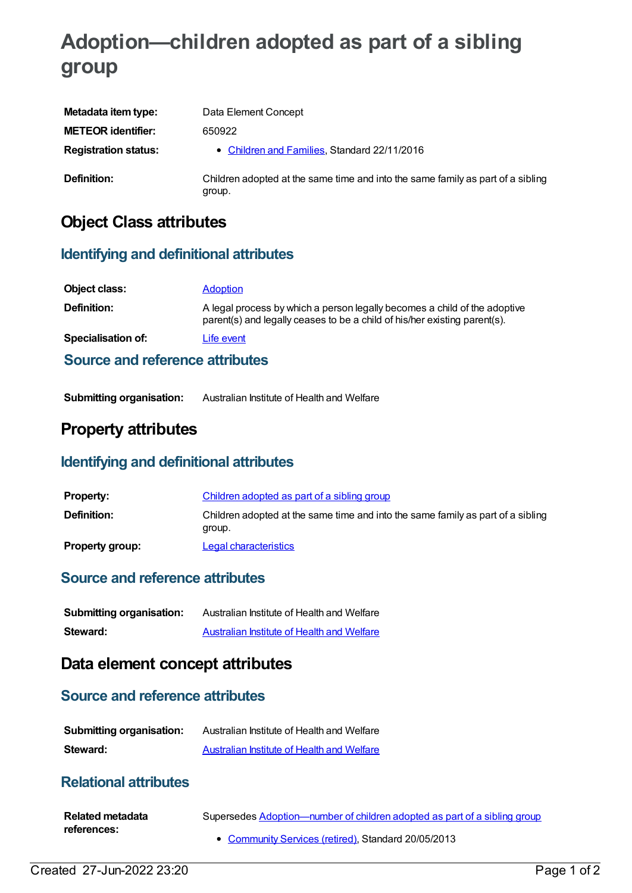# Adoption—children adopted as part of a sibling group

| | |
|---|---|
| **Metadata item type:** | Data Element Concept |
| **METEOR identifier:** | 650922 |
| **Registration status:** | • Children and Families, Standard 22/11/2016 |
| **Definition:** | Children adopted at the same time and into the same family as part of a sibling group. |

## Object Class attributes

### Identifying and definitional attributes

| | |
|---|---|
| **Object class:** | Adoption |
| **Definition:** | A legal process by which a person legally becomes a child of the adoptive parent(s) and legally ceases to be a child of his/her existing parent(s). |
| **Specialisation of:** | Life event |

### Source and reference attributes

| | |
|---|---|
| **Submitting organisation:** | Australian Institute of Health and Welfare |

## Property attributes

### Identifying and definitional attributes

| | |
|---|---|
| **Property:** | Children adopted as part of a sibling group |
| **Definition:** | Children adopted at the same time and into the same family as part of a sibling group. |
| **Property group:** | Legal characteristics |

### Source and reference attributes

| | |
|---|---|
| **Submitting organisation:** | Australian Institute of Health and Welfare |
| **Steward:** | Australian Institute of Health and Welfare |

## Data element concept attributes

### Source and reference attributes

| | |
|---|---|
| **Submitting organisation:** | Australian Institute of Health and Welfare |
| **Steward:** | Australian Institute of Health and Welfare |

### Relational attributes

| | |
|---|---|
| **Related metadata references:** | Supersedes Adoption—number of children adopted as part of a sibling group<br>• Community Services (retired), Standard 20/05/2013 |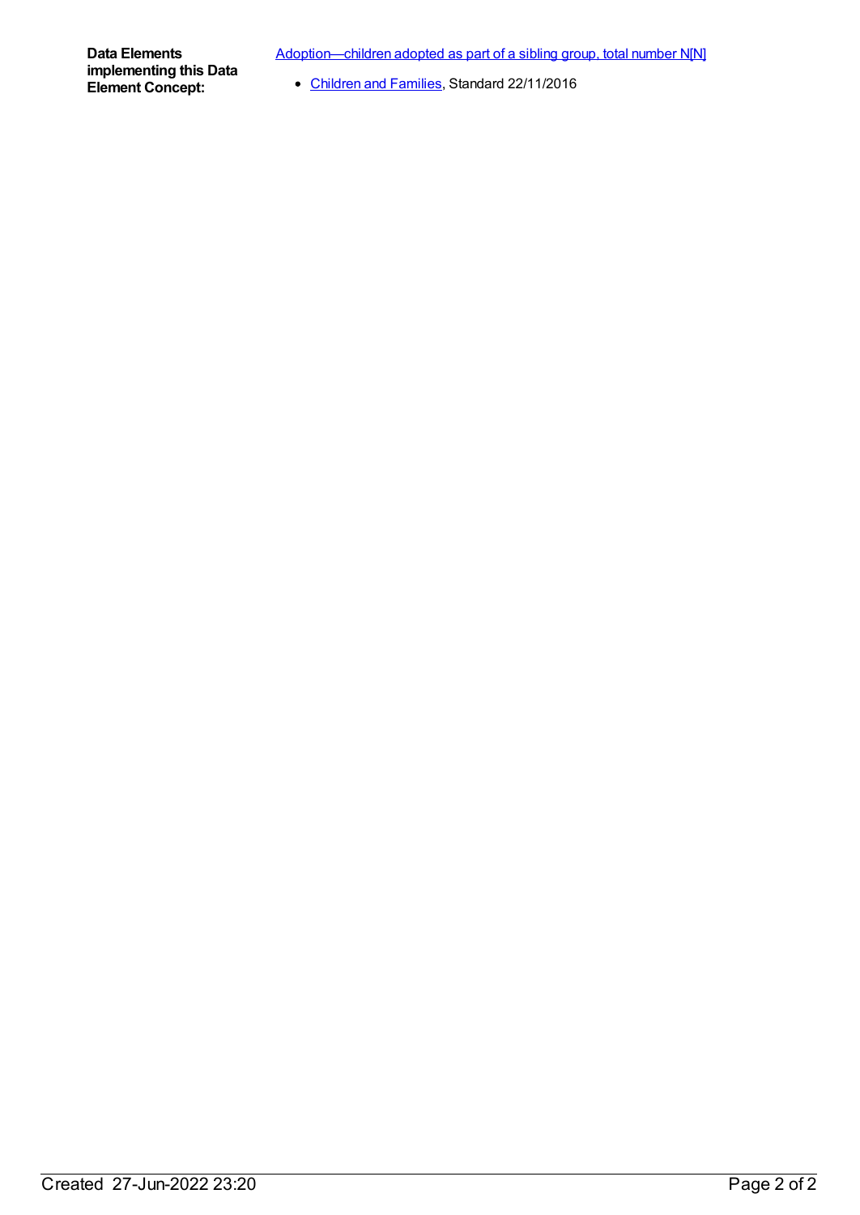**Data Elements implementing this Data Element Concept:**

Adoption—children adopted as part of a sibling group, total number N[N]

- Children and Families, Standard 22/11/2016